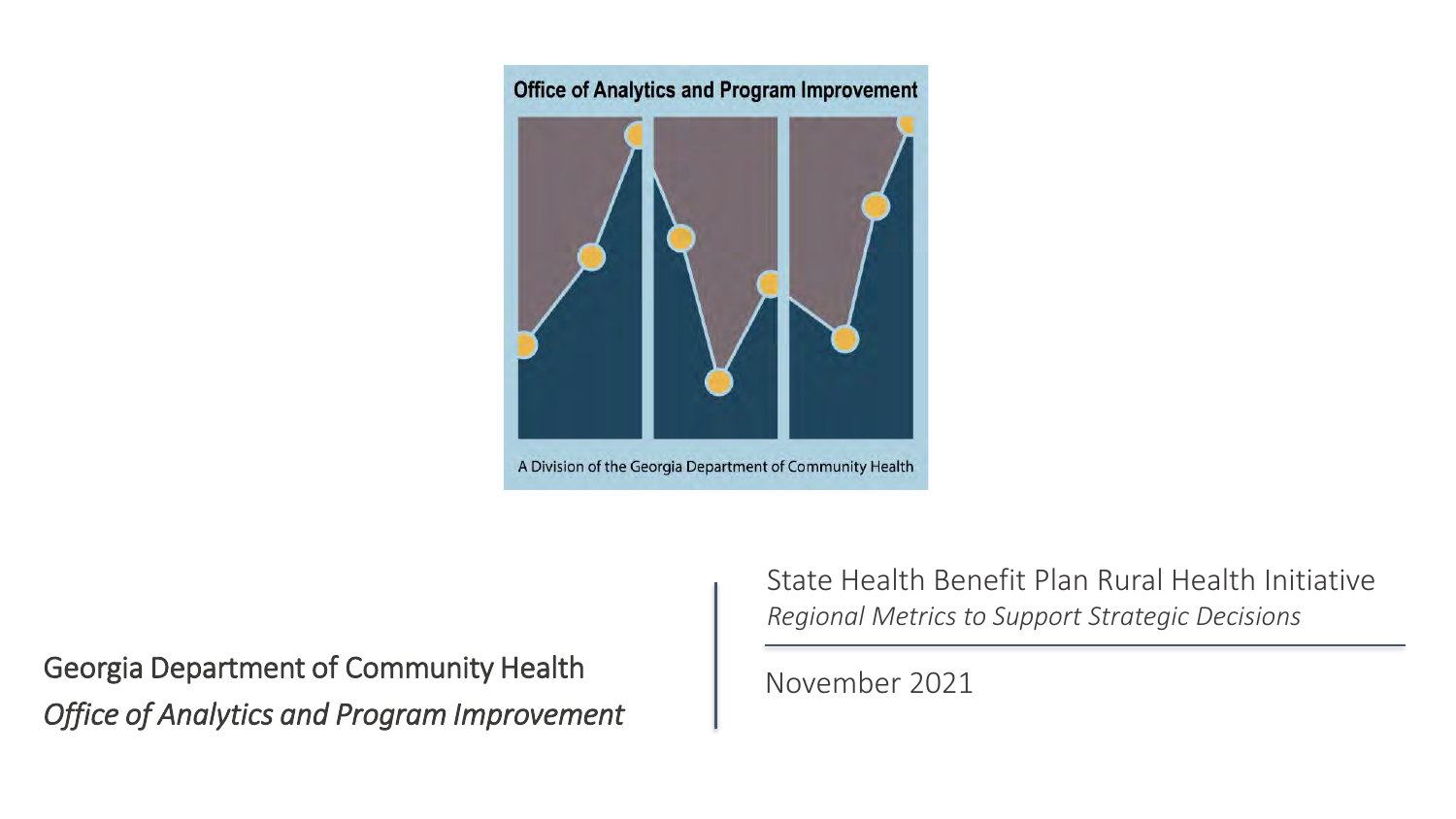Office of Analytics and Program Improvement

A Division of the Georgia Department of Community Health

# State Health Benefit Plan Rural Health Initiative

*Regional Metrics to Support Strategic Decisions*

November 2021

Georgia Department of Community Health

*Office of Analytics and Program Improvement*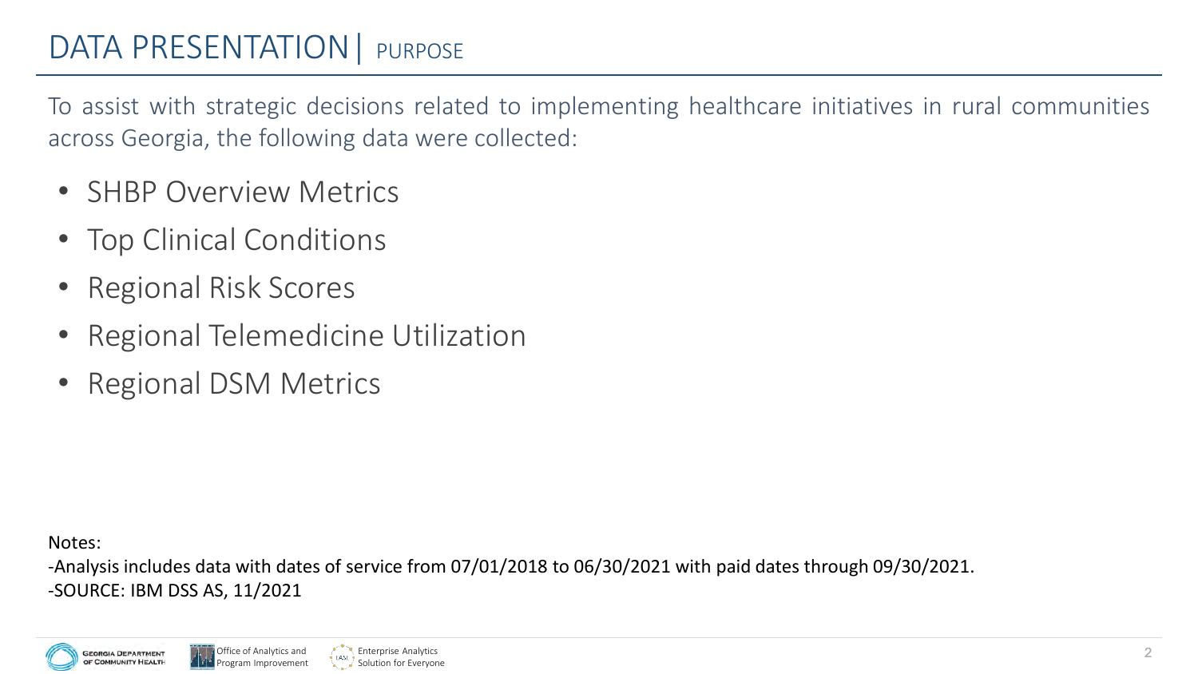# DATA PRESENTATION | PURPOSE

To assist with strategic decisions related to implementing healthcare initiatives in rural communities across Georgia, the following data were collected:

- SHBP Overview Metrics
- Top Clinical Conditions
- Regional Risk Scores
- Regional Telemedicine Utilization
- Regional DSM Metrics

Notes:

-Analysis includes data with dates of service from 07/01/2018 to 06/30/2021 with paid dates through 09/30/2021.

-SOURCE: IBM DSS AS, 11/2021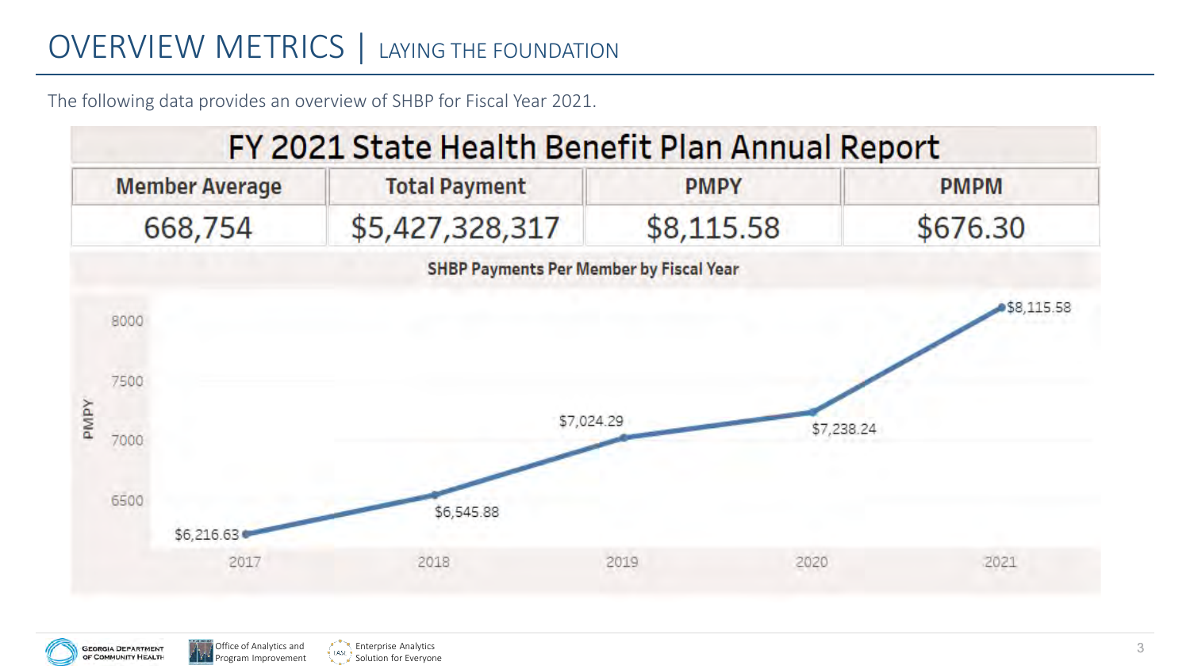# OVERVIEW METRICS | LAYING THE FOUNDATION

The following data provides an overview of SHBP for Fiscal Year 2021.

## FY 2021 State Health Benefit Plan Annual Report

| Member Average | Total Payment | PMPY | PMPM |
|---|---|---|---|
| 668,754 | $5,427,328,317 | $8,115.58 | $676.30 |

**SHBP Payments Per Member by Fiscal Year**

| Fiscal Year | PMPY |
|---|---|
| 2017 | $6,216.63 |
| 2018 | $6,545.88 |
| 2019 | $7,024.29 |
| 2020 | $7,238.24 |
| 2021 | $8,115.58 |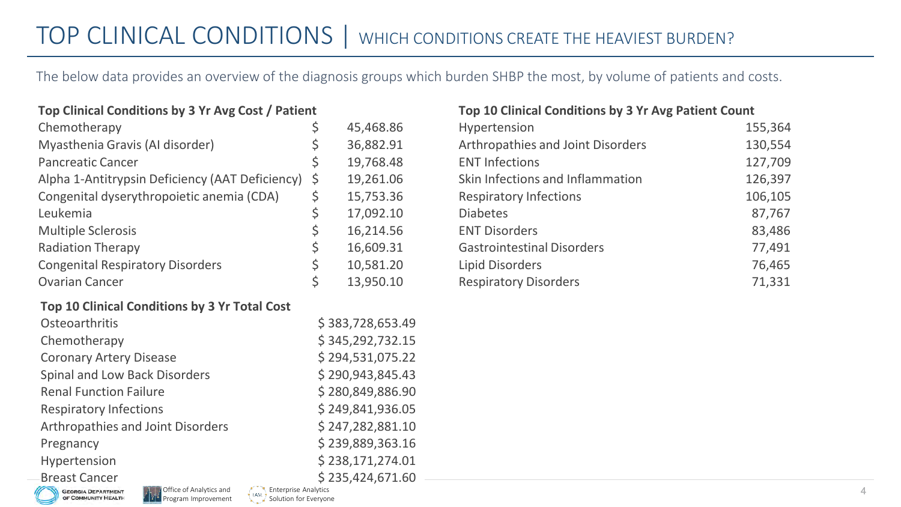# TOP CLINICAL CONDITIONS | WHICH CONDITIONS CREATE THE HEAVIEST BURDEN?

The below data provides an overview of the diagnosis groups which burden SHBP the most, by volume of patients and costs.

| Top Clinical Conditions by 3 Yr Avg Cost / Patient | |
|---|---|
| Chemotherapy | $ 45,468.86 |
| Myasthenia Gravis (AI disorder) | $ 36,882.91 |
| Pancreatic Cancer | $ 19,768.48 |
| Alpha 1-Antitrypsin Deficiency (AAT Deficiency) | $ 19,261.06 |
| Congenital dyserythropoietic anemia (CDA) | $ 15,753.36 |
| Leukemia | $ 17,092.10 |
| Multiple Sclerosis | $ 16,214.56 |
| Radiation Therapy | $ 16,609.31 |
| Congenital Respiratory Disorders | $ 10,581.20 |
| Ovarian Cancer | $ 13,950.10 |

| Top 10 Clinical Conditions by 3 Yr Total Cost | |
|---|---|
| Osteoarthritis | $ 383,728,653.49 |
| Chemotherapy | $ 345,292,732.15 |
| Coronary Artery Disease | $ 294,531,075.22 |
| Spinal and Low Back Disorders | $ 290,943,845.43 |
| Renal Function Failure | $ 280,849,886.90 |
| Respiratory Infections | $ 249,841,936.05 |
| Arthropathies and Joint Disorders | $ 247,282,881.10 |
| Pregnancy | $ 239,889,363.16 |
| Hypertension | $ 238,171,274.01 |
| Breast Cancer | $ 235,424,671.60 |

| Top 10 Clinical Conditions by 3 Yr Avg Patient Count | |
|---|---|
| Hypertension | 155,364 |
| Arthropathies and Joint Disorders | 130,554 |
| ENT Infections | 127,709 |
| Skin Infections and Inflammation | 126,397 |
| Respiratory Infections | 106,105 |
| Diabetes | 87,767 |
| ENT Disorders | 83,486 |
| Gastrointestinal Disorders | 77,491 |
| Lipid Disorders | 76,465 |
| Respiratory Disorders | 71,331 |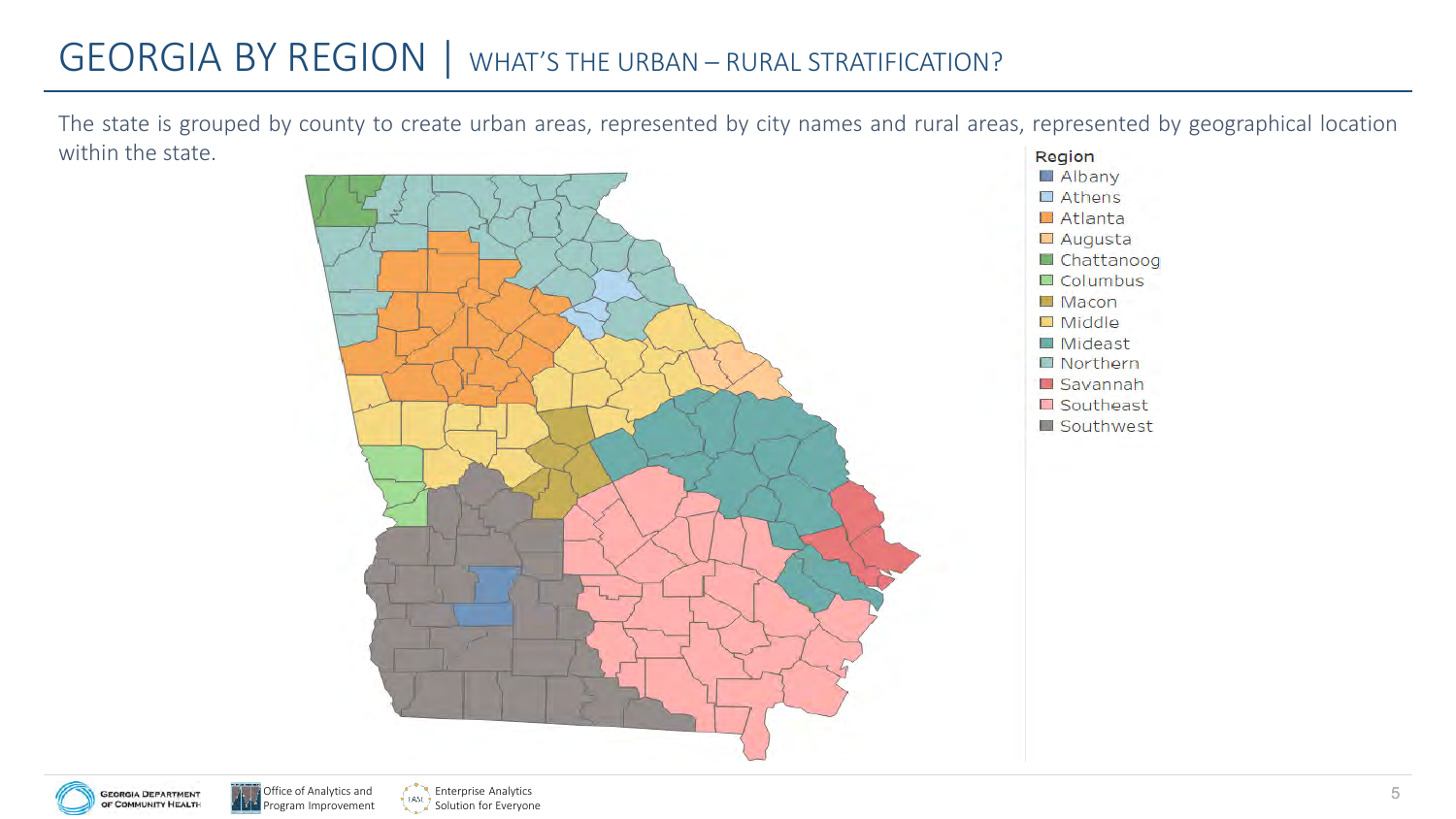# GEORGIA BY REGION | WHAT'S THE URBAN – RURAL STRATIFICATION?

The state is grouped by county to create urban areas, represented by city names and rural areas, represented by geographical location within the state.

**Region**

- Albany
- Athens
- Atlanta
- Augusta
- Chattanoog
- Columbus
- Macon
- Middle
- Mideast
- Northern
- Savannah
- Southeast
- Southwest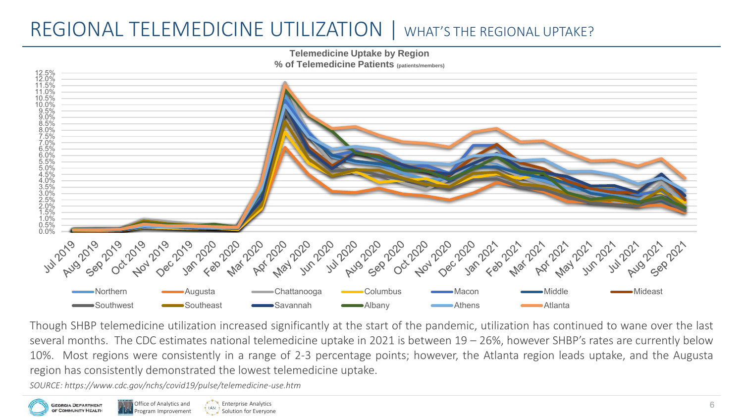# REGIONAL TELEMEDICINE UTILIZATION | WHAT'S THE REGIONAL UPTAKE?

**Telemedicine Uptake by Region**
**% of Telemedicine Patients** (patients/members)

Northern, Augusta, Chattanooga, Columbus, Macon, Middle, Mideast, Southwest, Southeast, Savannah, Albany, Athens, Atlanta

Though SHBP telemedicine utilization increased significantly at the start of the pandemic, utilization has continued to wane over the last several months. The CDC estimates national telemedicine uptake in 2021 is between 19 – 26%, however SHBP's rates are currently below 10%. Most regions were consistently in a range of 2-3 percentage points; however, the Atlanta region leads uptake, and the Augusta region has consistently demonstrated the lowest telemedicine uptake.

*SOURCE: https://www.cdc.gov/nchs/covid19/pulse/telemedicine-use.htm*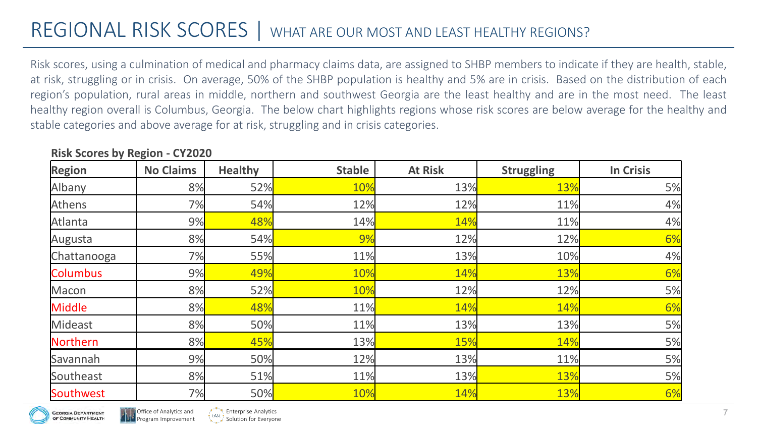# REGIONAL RISK SCORES | WHAT ARE OUR MOST AND LEAST HEALTHY REGIONS?

Risk scores, using a culmination of medical and pharmacy claims data, are assigned to SHBP members to indicate if they are health, stable, at risk, struggling or in crisis. On average, 50% of the SHBP population is healthy and 5% are in crisis. Based on the distribution of each region's population, rural areas in middle, northern and southwest Georgia are the least healthy and are in the most need. The least healthy region overall is Columbus, Georgia. The below chart highlights regions whose risk scores are below average for the healthy and stable categories and above average for at risk, struggling and in crisis categories.

**Risk Scores by Region - CY2020**

| Region | No Claims | Healthy | Stable | At Risk | Struggling | In Crisis |
|---|---|---|---|---|---|---|
| Albany | 8% | 52% | 10% | 13% | 13% | 5% |
| Athens | 7% | 54% | 12% | 12% | 11% | 4% |
| Atlanta | 9% | 48% | 14% | 14% | 11% | 4% |
| Augusta | 8% | 54% | 9% | 12% | 12% | 6% |
| Chattanooga | 7% | 55% | 11% | 13% | 10% | 4% |
| Columbus | 9% | 49% | 10% | 14% | 13% | 6% |
| Macon | 8% | 52% | 10% | 12% | 12% | 5% |
| Middle | 8% | 48% | 11% | 14% | 14% | 6% |
| Mideast | 8% | 50% | 11% | 13% | 13% | 5% |
| Northern | 8% | 45% | 13% | 15% | 14% | 5% |
| Savannah | 9% | 50% | 12% | 13% | 11% | 5% |
| Southeast | 8% | 51% | 11% | 13% | 13% | 5% |
| Southwest | 7% | 50% | 10% | 14% | 13% | 6% |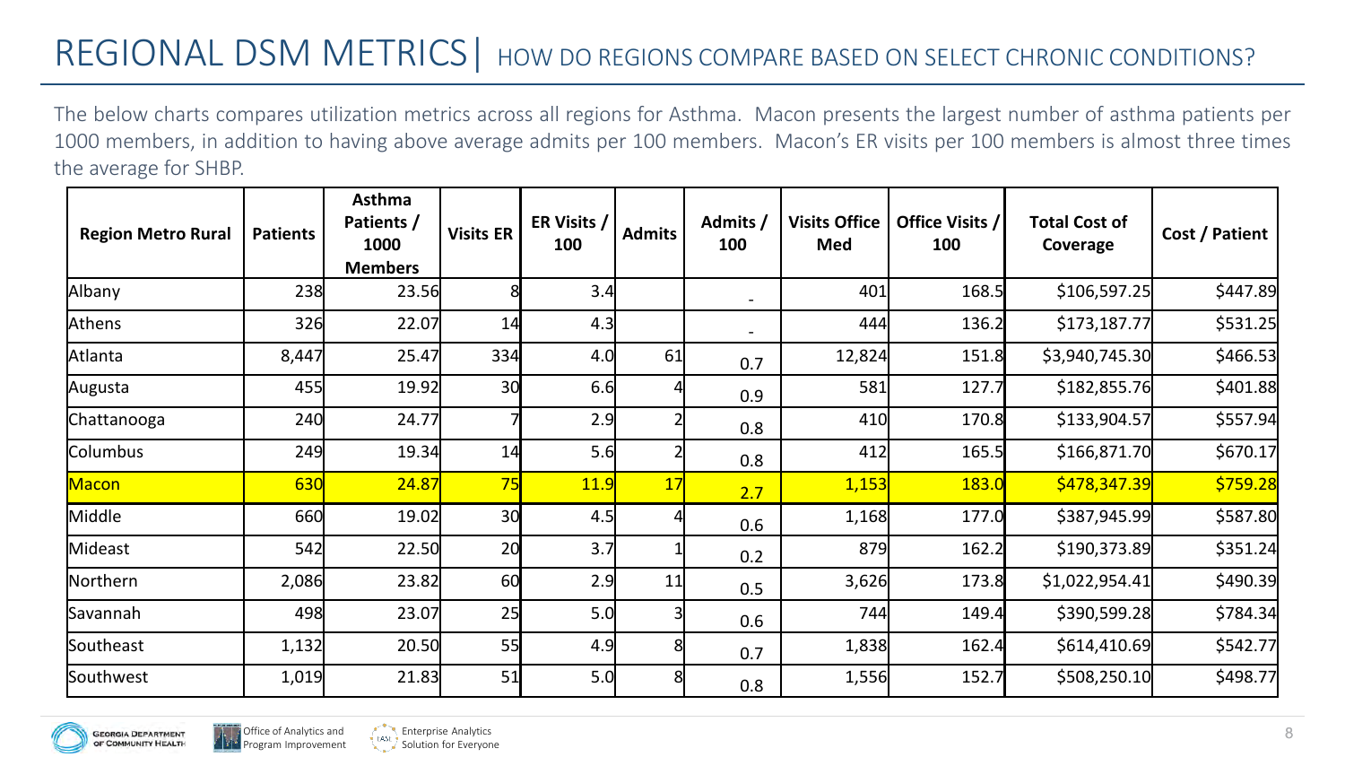# REGIONAL DSM METRICS | HOW DO REGIONS COMPARE BASED ON SELECT CHRONIC CONDITIONS?

The below charts compares utilization metrics across all regions for Asthma. Macon presents the largest number of asthma patients per 1000 members, in addition to having above average admits per 100 members. Macon's ER visits per 100 members is almost three times the average for SHBP.

| Region Metro Rural | Patients | Asthma Patients / 1000 Members | Visits ER | ER Visits / 100 | Admits | Admits / 100 | Visits Office Med | Office Visits / 100 | Total Cost of Coverage | Cost / Patient |
|---|---|---|---|---|---|---|---|---|---|---|
| Albany | 238 | 23.56 | 8 | 3.4 | | - | 401 | 168.5 | $106,597.25 | $447.89 |
| Athens | 326 | 22.07 | 14 | 4.3 | | - | 444 | 136.2 | $173,187.77 | $531.25 |
| Atlanta | 8,447 | 25.47 | 334 | 4.0 | 61 | 0.7 | 12,824 | 151.8 | $3,940,745.30 | $466.53 |
| Augusta | 455 | 19.92 | 30 | 6.6 | 4 | 0.9 | 581 | 127.7 | $182,855.76 | $401.88 |
| Chattanooga | 240 | 24.77 | 7 | 2.9 | 2 | 0.8 | 410 | 170.8 | $133,904.57 | $557.94 |
| Columbus | 249 | 19.34 | 14 | 5.6 | 2 | 0.8 | 412 | 165.5 | $166,871.70 | $670.17 |
| Macon | 630 | 24.87 | 75 | 11.9 | 17 | 2.7 | 1,153 | 183.0 | $478,347.39 | $759.28 |
| Middle | 660 | 19.02 | 30 | 4.5 | 4 | 0.6 | 1,168 | 177.0 | $387,945.99 | $587.80 |
| Mideast | 542 | 22.50 | 20 | 3.7 | 1 | 0.2 | 879 | 162.2 | $190,373.89 | $351.24 |
| Northern | 2,086 | 23.82 | 60 | 2.9 | 11 | 0.5 | 3,626 | 173.8 | $1,022,954.41 | $490.39 |
| Savannah | 498 | 23.07 | 25 | 5.0 | 3 | 0.6 | 744 | 149.4 | $390,599.28 | $784.34 |
| Southeast | 1,132 | 20.50 | 55 | 4.9 | 8 | 0.7 | 1,838 | 162.4 | $614,410.69 | $542.77 |
| Southwest | 1,019 | 21.83 | 51 | 5.0 | 8 | 0.8 | 1,556 | 152.7 | $508,250.10 | $498.77 |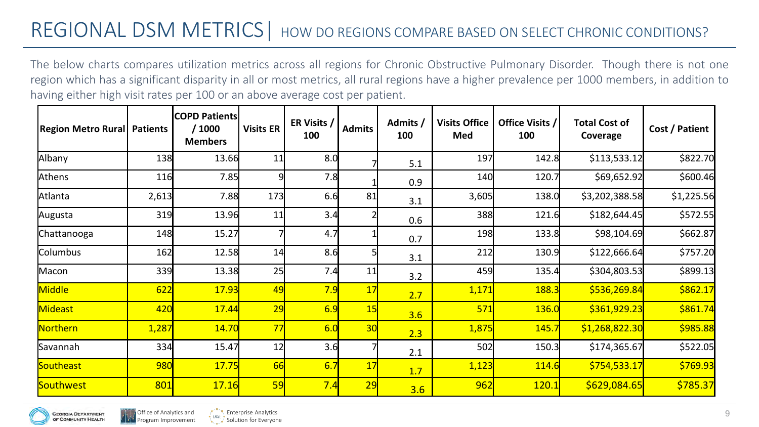# REGIONAL DSM METRICS | HOW DO REGIONS COMPARE BASED ON SELECT CHRONIC CONDITIONS?

The below charts compares utilization metrics across all regions for Chronic Obstructive Pulmonary Disorder. Though there is not one region which has a significant disparity in all or most metrics, all rural regions have a higher prevalence per 1000 members, in addition to having either high visit rates per 100 or an above average cost per patient.

| Region Metro Rural | Patients | COPD Patients / 1000 Members | Visits ER | ER Visits / 100 | Admits | Admits / 100 | Visits Office Med | Office Visits / 100 | Total Cost of Coverage | Cost / Patient |
|---|---|---|---|---|---|---|---|---|---|---|
| Albany | 138 | 13.66 | 11 | 8.0 | 7 | 5.1 | 197 | 142.8 | $113,533.12 | $822.70 |
| Athens | 116 | 7.85 | 9 | 7.8 | 1 | 0.9 | 140 | 120.7 | $69,652.92 | $600.46 |
| Atlanta | 2,613 | 7.88 | 173 | 6.6 | 81 | 3.1 | 3,605 | 138.0 | $3,202,388.58 | $1,225.56 |
| Augusta | 319 | 13.96 | 11 | 3.4 | 2 | 0.6 | 388 | 121.6 | $182,644.45 | $572.55 |
| Chattanooga | 148 | 15.27 | 7 | 4.7 | 1 | 0.7 | 198 | 133.8 | $98,104.69 | $662.87 |
| Columbus | 162 | 12.58 | 14 | 8.6 | 5 | 3.1 | 212 | 130.9 | $122,666.64 | $757.20 |
| Macon | 339 | 13.38 | 25 | 7.4 | 11 | 3.2 | 459 | 135.4 | $304,803.53 | $899.13 |
| Middle | 622 | 17.93 | 49 | 7.9 | 17 | 2.7 | 1,171 | 188.3 | $536,269.84 | $862.17 |
| Mideast | 420 | 17.44 | 29 | 6.9 | 15 | 3.6 | 571 | 136.0 | $361,929.23 | $861.74 |
| Northern | 1,287 | 14.70 | 77 | 6.0 | 30 | 2.3 | 1,875 | 145.7 | $1,268,822.30 | $985.88 |
| Savannah | 334 | 15.47 | 12 | 3.6 | 7 | 2.1 | 502 | 150.3 | $174,365.67 | $522.05 |
| Southeast | 980 | 17.75 | 66 | 6.7 | 17 | 1.7 | 1,123 | 114.6 | $754,533.17 | $769.93 |
| Southwest | 801 | 17.16 | 59 | 7.4 | 29 | 3.6 | 962 | 120.1 | $629,084.65 | $785.37 |

GEORGIA DEPARTMENT OF COMMUNITY HEALTH | Office of Analytics and Program Improvement | Enterprise Analytics Solution for Everyone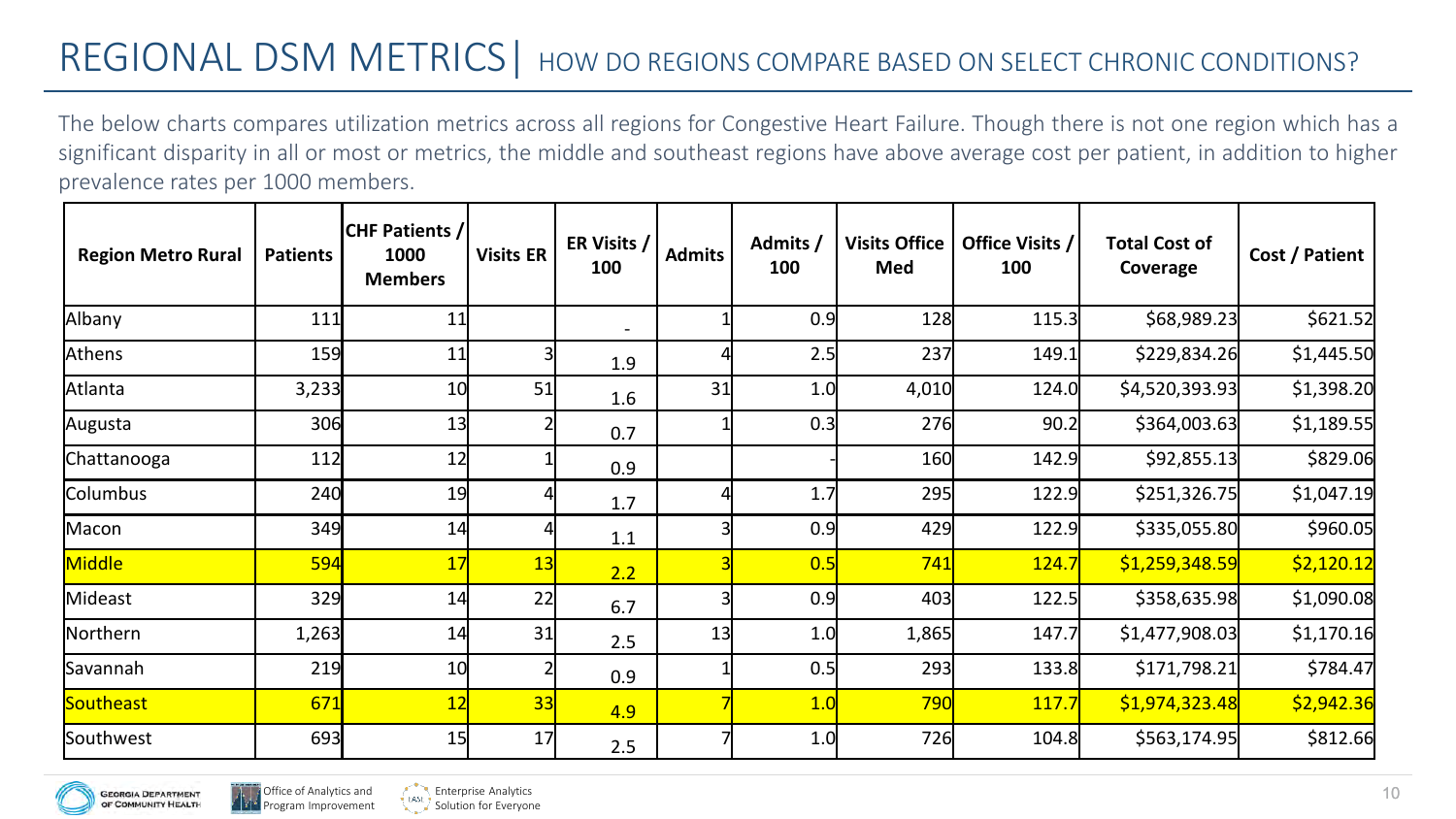# REGIONAL DSM METRICS | HOW DO REGIONS COMPARE BASED ON SELECT CHRONIC CONDITIONS?

The below charts compares utilization metrics across all regions for Congestive Heart Failure. Though there is not one region which has a significant disparity in all or most or metrics, the middle and southeast regions have above average cost per patient, in addition to higher prevalence rates per 1000 members.

| Region Metro Rural | Patients | CHF Patients / 1000 Members | Visits ER | ER Visits / 100 | Admits | Admits / 100 | Visits Office Med | Office Visits / 100 | Total Cost of Coverage | Cost / Patient |
|---|---|---|---|---|---|---|---|---|---|---|
| Albany | 111 | 11 | | - | 1 | 0.9 | 128 | 115.3 | $68,989.23 | $621.52 |
| Athens | 159 | 11 | 3 | 1.9 | 4 | 2.5 | 237 | 149.1 | $229,834.26 | $1,445.50 |
| Atlanta | 3,233 | 10 | 51 | 1.6 | 31 | 1.0 | 4,010 | 124.0 | $4,520,393.93 | $1,398.20 |
| Augusta | 306 | 13 | 2 | 0.7 | 1 | 0.3 | 276 | 90.2 | $364,003.63 | $1,189.55 |
| Chattanooga | 112 | 12 | 1 | 0.9 | | - | 160 | 142.9 | $92,855.13 | $829.06 |
| Columbus | 240 | 19 | 4 | 1.7 | 4 | 1.7 | 295 | 122.9 | $251,326.75 | $1,047.19 |
| Macon | 349 | 14 | 4 | 1.1 | 3 | 0.9 | 429 | 122.9 | $335,055.80 | $960.05 |
| Middle | 594 | 17 | 13 | 2.2 | 3 | 0.5 | 741 | 124.7 | $1,259,348.59 | $2,120.12 |
| Mideast | 329 | 14 | 22 | 6.7 | 3 | 0.9 | 403 | 122.5 | $358,635.98 | $1,090.08 |
| Northern | 1,263 | 14 | 31 | 2.5 | 13 | 1.0 | 1,865 | 147.7 | $1,477,908.03 | $1,170.16 |
| Savannah | 219 | 10 | 2 | 0.9 | 1 | 0.5 | 293 | 133.8 | $171,798.21 | $784.47 |
| Southeast | 671 | 12 | 33 | 4.9 | 7 | 1.0 | 790 | 117.7 | $1,974,323.48 | $2,942.36 |
| Southwest | 693 | 15 | 17 | 2.5 | 7 | 1.0 | 726 | 104.8 | $563,174.95 | $812.66 |

Georgia Department of Community Health | Office of Analytics and Program Improvement | Enterprise Analytics Solution for Everyone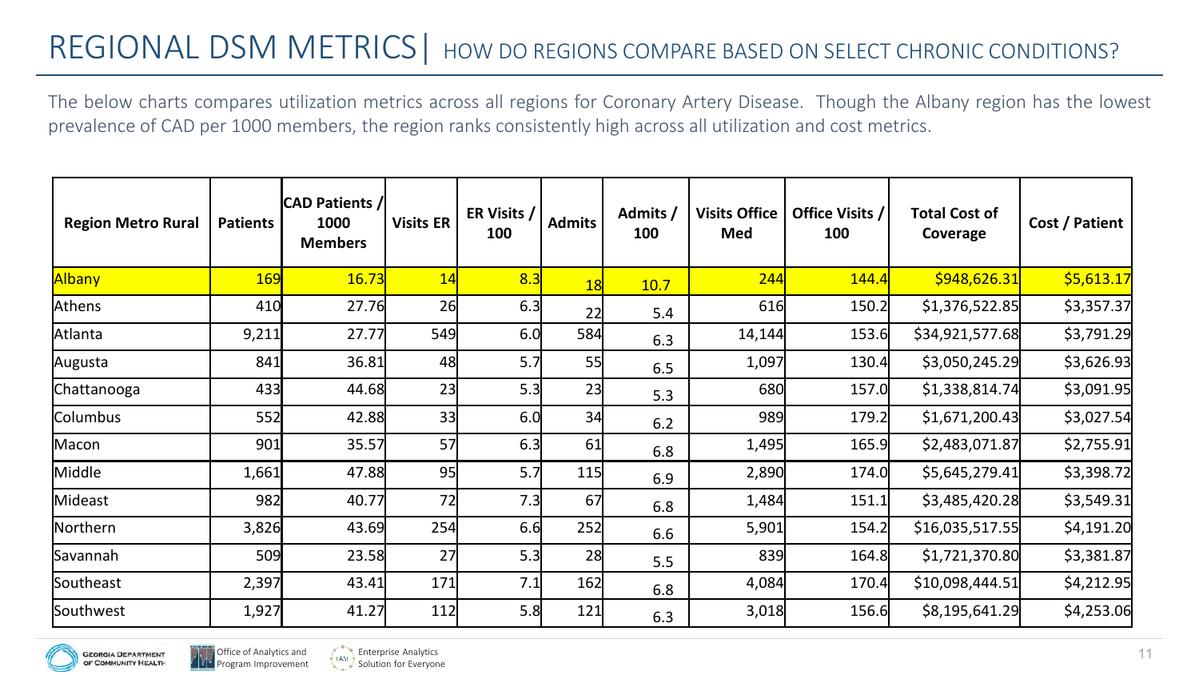# REGIONAL DSM METRICS | HOW DO REGIONS COMPARE BASED ON SELECT CHRONIC CONDITIONS?

The below charts compares utilization metrics across all regions for Coronary Artery Disease. Though the Albany region has the lowest prevalence of CAD per 1000 members, the region ranks consistently high across all utilization and cost metrics.

| Region Metro Rural | Patients | CAD Patients / 1000 Members | Visits ER | ER Visits / 100 | Admits | Admits / 100 | Visits Office Med | Office Visits / 100 | Total Cost of Coverage | Cost / Patient |
|---|---|---|---|---|---|---|---|---|---|---|
| Albany | 169 | 16.73 | 14 | 8.3 | 18 | 10.7 | 244 | 144.4 | $948,626.31 | $5,613.17 |
| Athens | 410 | 27.76 | 26 | 6.3 | 22 | 5.4 | 616 | 150.2 | $1,376,522.85 | $3,357.37 |
| Atlanta | 9,211 | 27.77 | 549 | 6.0 | 584 | 6.3 | 14,144 | 153.6 | $34,921,577.68 | $3,791.29 |
| Augusta | 841 | 36.81 | 48 | 5.7 | 55 | 6.5 | 1,097 | 130.4 | $3,050,245.29 | $3,626.93 |
| Chattanooga | 433 | 44.68 | 23 | 5.3 | 23 | 5.3 | 680 | 157.0 | $1,338,814.74 | $3,091.95 |
| Columbus | 552 | 42.88 | 33 | 6.0 | 34 | 6.2 | 989 | 179.2 | $1,671,200.43 | $3,027.54 |
| Macon | 901 | 35.57 | 57 | 6.3 | 61 | 6.8 | 1,495 | 165.9 | $2,483,071.87 | $2,755.91 |
| Middle | 1,661 | 47.88 | 95 | 5.7 | 115 | 6.9 | 2,890 | 174.0 | $5,645,279.41 | $3,398.72 |
| Mideast | 982 | 40.77 | 72 | 7.3 | 67 | 6.8 | 1,484 | 151.1 | $3,485,420.28 | $3,549.31 |
| Northern | 3,826 | 43.69 | 254 | 6.6 | 252 | 6.6 | 5,901 | 154.2 | $16,035,517.55 | $4,191.20 |
| Savannah | 509 | 23.58 | 27 | 5.3 | 28 | 5.5 | 839 | 164.8 | $1,721,370.80 | $3,381.87 |
| Southeast | 2,397 | 43.41 | 171 | 7.1 | 162 | 6.8 | 4,084 | 170.4 | $10,098,444.51 | $4,212.95 |
| Southwest | 1,927 | 41.27 | 112 | 5.8 | 121 | 6.3 | 3,018 | 156.6 | $8,195,641.29 | $4,253.06 |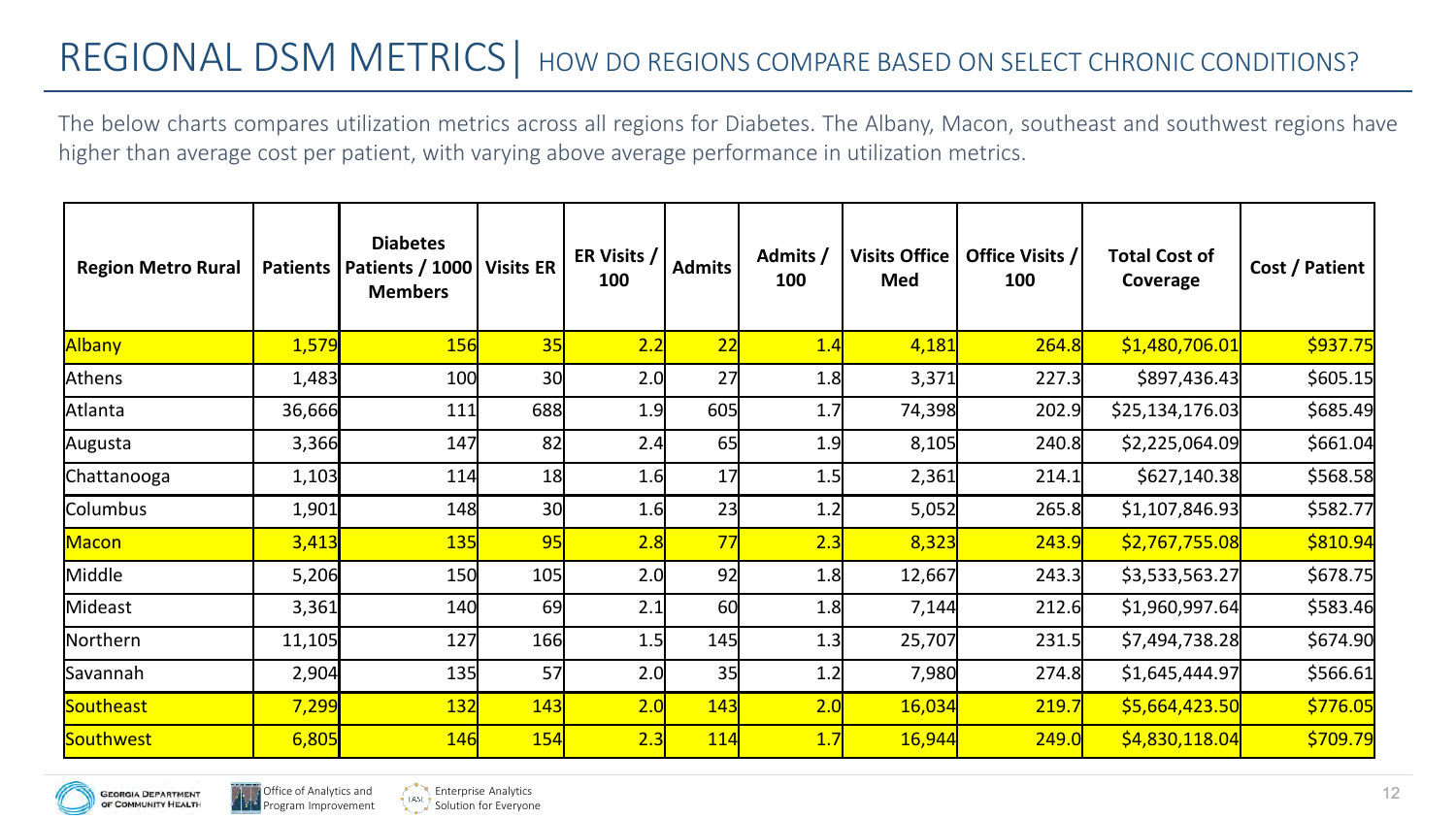# REGIONAL DSM METRICS | HOW DO REGIONS COMPARE BASED ON SELECT CHRONIC CONDITIONS?

The below charts compares utilization metrics across all regions for Diabetes. The Albany, Macon, southeast and southwest regions have higher than average cost per patient, with varying above average performance in utilization metrics.

| Region Metro Rural | Patients | Diabetes Patients / 1000 Members | Visits ER | ER Visits / 100 | Admits | Admits / 100 | Visits Office Med | Office Visits / 100 | Total Cost of Coverage | Cost / Patient |
|---|---|---|---|---|---|---|---|---|---|---|
| Albany | 1,579 | 156 | 35 | 2.2 | 22 | 1.4 | 4,181 | 264.8 | $1,480,706.01 | $937.75 |
| Athens | 1,483 | 100 | 30 | 2.0 | 27 | 1.8 | 3,371 | 227.3 | $897,436.43 | $605.15 |
| Atlanta | 36,666 | 111 | 688 | 1.9 | 605 | 1.7 | 74,398 | 202.9 | $25,134,176.03 | $685.49 |
| Augusta | 3,366 | 147 | 82 | 2.4 | 65 | 1.9 | 8,105 | 240.8 | $2,225,064.09 | $661.04 |
| Chattanooga | 1,103 | 114 | 18 | 1.6 | 17 | 1.5 | 2,361 | 214.1 | $627,140.38 | $568.58 |
| Columbus | 1,901 | 148 | 30 | 1.6 | 23 | 1.2 | 5,052 | 265.8 | $1,107,846.93 | $582.77 |
| Macon | 3,413 | 135 | 95 | 2.8 | 77 | 2.3 | 8,323 | 243.9 | $2,767,755.08 | $810.94 |
| Middle | 5,206 | 150 | 105 | 2.0 | 92 | 1.8 | 12,667 | 243.3 | $3,533,563.27 | $678.75 |
| Mideast | 3,361 | 140 | 69 | 2.1 | 60 | 1.8 | 7,144 | 212.6 | $1,960,997.64 | $583.46 |
| Northern | 11,105 | 127 | 166 | 1.5 | 145 | 1.3 | 25,707 | 231.5 | $7,494,738.28 | $674.90 |
| Savannah | 2,904 | 135 | 57 | 2.0 | 35 | 1.2 | 7,980 | 274.8 | $1,645,444.97 | $566.61 |
| Southeast | 7,299 | 132 | 143 | 2.0 | 143 | 2.0 | 16,034 | 219.7 | $5,664,423.50 | $776.05 |
| Southwest | 6,805 | 146 | 154 | 2.3 | 114 | 1.7 | 16,944 | 249.0 | $4,830,118.04 | $709.79 |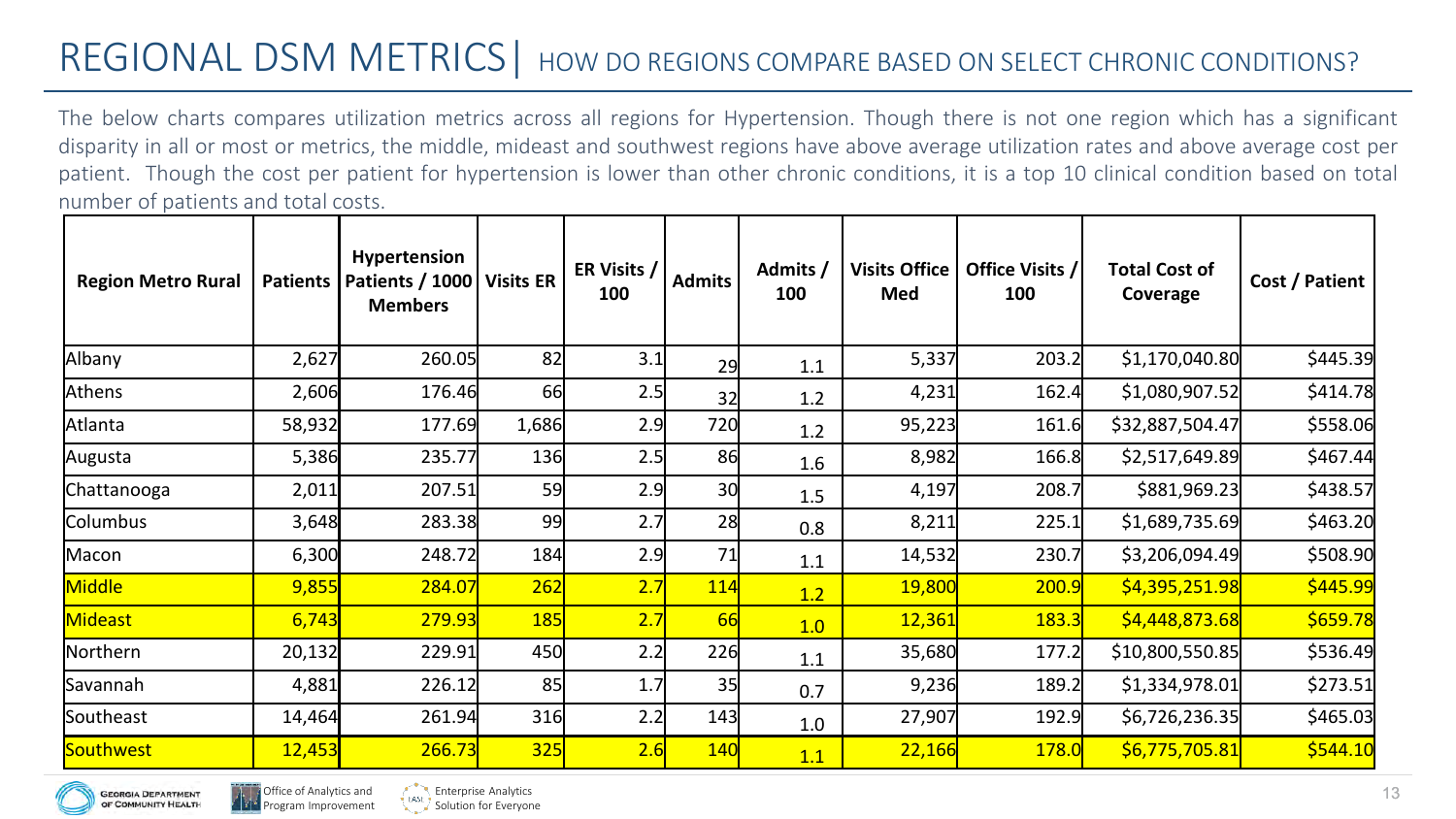# REGIONAL DSM METRICS | HOW DO REGIONS COMPARE BASED ON SELECT CHRONIC CONDITIONS?

The below charts compares utilization metrics across all regions for Hypertension. Though there is not one region which has a significant disparity in all or most or metrics, the middle, mideast and southwest regions have above average utilization rates and above average cost per patient. Though the cost per patient for hypertension is lower than other chronic conditions, it is a top 10 clinical condition based on total number of patients and total costs.

| Region Metro Rural | Patients | Hypertension Patients / 1000 Members | Visits ER | ER Visits / 100 | Admits | Admits / 100 | Visits Office Med | Office Visits / 100 | Total Cost of Coverage | Cost / Patient |
|---|---|---|---|---|---|---|---|---|---|---|
| Albany | 2,627 | 260.05 | 82 | 3.1 | 29 | 1.1 | 5,337 | 203.2 | $1,170,040.80 | $445.39 |
| Athens | 2,606 | 176.46 | 66 | 2.5 | 32 | 1.2 | 4,231 | 162.4 | $1,080,907.52 | $414.78 |
| Atlanta | 58,932 | 177.69 | 1,686 | 2.9 | 720 | 1.2 | 95,223 | 161.6 | $32,887,504.47 | $558.06 |
| Augusta | 5,386 | 235.77 | 136 | 2.5 | 86 | 1.6 | 8,982 | 166.8 | $2,517,649.89 | $467.44 |
| Chattanooga | 2,011 | 207.51 | 59 | 2.9 | 30 | 1.5 | 4,197 | 208.7 | $881,969.23 | $438.57 |
| Columbus | 3,648 | 283.38 | 99 | 2.7 | 28 | 0.8 | 8,211 | 225.1 | $1,689,735.69 | $463.20 |
| Macon | 6,300 | 248.72 | 184 | 2.9 | 71 | 1.1 | 14,532 | 230.7 | $3,206,094.49 | $508.90 |
| Middle | 9,855 | 284.07 | 262 | 2.7 | 114 | 1.2 | 19,800 | 200.9 | $4,395,251.98 | $445.99 |
| Mideast | 6,743 | 279.93 | 185 | 2.7 | 66 | 1.0 | 12,361 | 183.3 | $4,448,873.68 | $659.78 |
| Northern | 20,132 | 229.91 | 450 | 2.2 | 226 | 1.1 | 35,680 | 177.2 | $10,800,550.85 | $536.49 |
| Savannah | 4,881 | 226.12 | 85 | 1.7 | 35 | 0.7 | 9,236 | 189.2 | $1,334,978.01 | $273.51 |
| Southeast | 14,464 | 261.94 | 316 | 2.2 | 143 | 1.0 | 27,907 | 192.9 | $6,726,236.35 | $465.03 |
| Southwest | 12,453 | 266.73 | 325 | 2.6 | 140 | 1.1 | 22,166 | 178.0 | $6,775,705.81 | $544.10 |

Georgia Department of Community Health | Office of Analytics and Program Improvement | Enterprise Analytics Solution for Everyone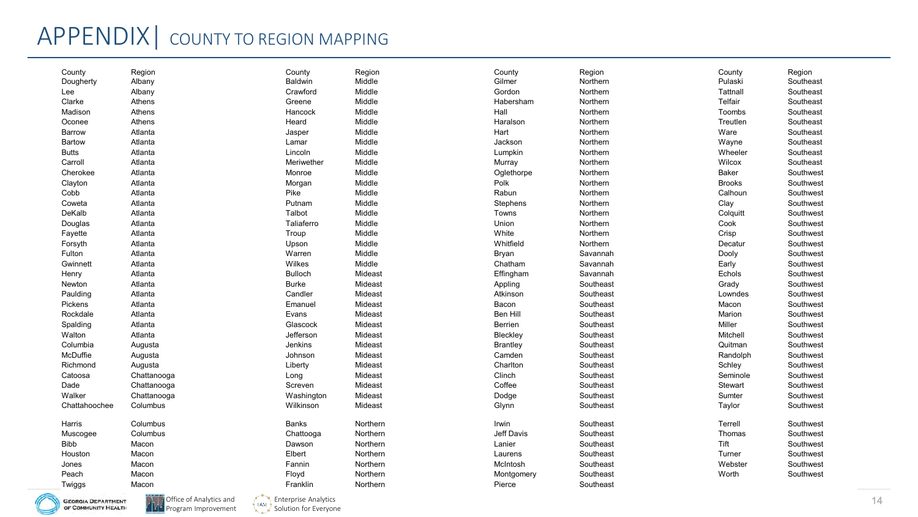# APPENDIX| COUNTY TO REGION MAPPING

| County | Region |
|---|---|
| Dougherty | Albany |
| Lee | Albany |
| Clarke | Athens |
| Madison | Athens |
| Oconee | Athens |
| Barrow | Atlanta |
| Bartow | Atlanta |
| Butts | Atlanta |
| Carroll | Atlanta |
| Cherokee | Atlanta |
| Clayton | Atlanta |
| Cobb | Atlanta |
| Coweta | Atlanta |
| DeKalb | Atlanta |
| Douglas | Atlanta |
| Fayette | Atlanta |
| Forsyth | Atlanta |
| Fulton | Atlanta |
| Gwinnett | Atlanta |
| Henry | Atlanta |
| Newton | Atlanta |
| Paulding | Atlanta |
| Pickens | Atlanta |
| Rockdale | Atlanta |
| Spalding | Atlanta |
| Walton | Atlanta |
| Columbia | Augusta |
| McDuffie | Augusta |
| Richmond | Augusta |
| Catoosa | Chattanooga |
| Dade | Chattanooga |
| Walker | Chattanooga |
| Chattahoochee | Columbus |
| Harris | Columbus |
| Muscogee | Columbus |
| Bibb | Macon |
| Houston | Macon |
| Jones | Macon |
| Peach | Macon |
| Twiggs | Macon |

| County | Region |
|---|---|
| Baldwin | Middle |
| Crawford | Middle |
| Greene | Middle |
| Hancock | Middle |
| Heard | Middle |
| Jasper | Middle |
| Lamar | Middle |
| Lincoln | Middle |
| Meriwether | Middle |
| Monroe | Middle |
| Morgan | Middle |
| Pike | Middle |
| Putnam | Middle |
| Talbot | Middle |
| Taliaferro | Middle |
| Troup | Middle |
| Upson | Middle |
| Warren | Middle |
| Wilkes | Middle |
| Bulloch | Mideast |
| Burke | Mideast |
| Candler | Mideast |
| Emanuel | Mideast |
| Evans | Mideast |
| Glascock | Mideast |
| Jefferson | Mideast |
| Jenkins | Mideast |
| Johnson | Mideast |
| Liberty | Mideast |
| Long | Mideast |
| Screven | Mideast |
| Washington | Mideast |
| Wilkinson | Mideast |
| Banks | Northern |
| Chattooga | Northern |
| Dawson | Northern |
| Elbert | Northern |
| Fannin | Northern |
| Floyd | Northern |
| Franklin | Northern |

| County | Region |
|---|---|
| Gilmer | Northern |
| Gordon | Northern |
| Habersham | Northern |
| Hall | Northern |
| Haralson | Northern |
| Hart | Northern |
| Jackson | Northern |
| Lumpkin | Northern |
| Murray | Northern |
| Oglethorpe | Northern |
| Polk | Northern |
| Rabun | Northern |
| Stephens | Northern |
| Towns | Northern |
| Union | Northern |
| White | Northern |
| Whitfield | Northern |
| Bryan | Savannah |
| Chatham | Savannah |
| Effingham | Savannah |
| Appling | Southeast |
| Atkinson | Southeast |
| Bacon | Southeast |
| Ben Hill | Southeast |
| Berrien | Southeast |
| Bleckley | Southeast |
| Brantley | Southeast |
| Camden | Southeast |
| Charlton | Southeast |
| Clinch | Southeast |
| Coffee | Southeast |
| Dodge | Southeast |
| Glynn | Southeast |
| Irwin | Southeast |
| Jeff Davis | Southeast |
| Lanier | Southeast |
| Laurens | Southeast |
| McIntosh | Southeast |
| Montgomery | Southeast |
| Pierce | Southeast |

| County | Region |
|---|---|
| Pulaski | Southeast |
| Tattnall | Southeast |
| Telfair | Southeast |
| Toombs | Southeast |
| Treutlen | Southeast |
| Ware | Southeast |
| Wayne | Southeast |
| Wheeler | Southeast |
| Wilcox | Southeast |
| Baker | Southwest |
| Brooks | Southwest |
| Calhoun | Southwest |
| Clay | Southwest |
| Colquitt | Southwest |
| Cook | Southwest |
| Crisp | Southwest |
| Decatur | Southwest |
| Dooly | Southwest |
| Early | Southwest |
| Echols | Southwest |
| Grady | Southwest |
| Lowndes | Southwest |
| Macon | Southwest |
| Marion | Southwest |
| Miller | Southwest |
| Mitchell | Southwest |
| Quitman | Southwest |
| Randolph | Southwest |
| Schley | Southwest |
| Seminole | Southwest |
| Stewart | Southwest |
| Sumter | Southwest |
| Taylor | Southwest |
| Terrell | Southwest |
| Thomas | Southwest |
| Tift | Southwest |
| Turner | Southwest |
| Webster | Southwest |
| Worth | Southwest |

Georgia Department of Community Health | Office of Analytics and Program Improvement | Enterprise Analytics Solution for Everyone